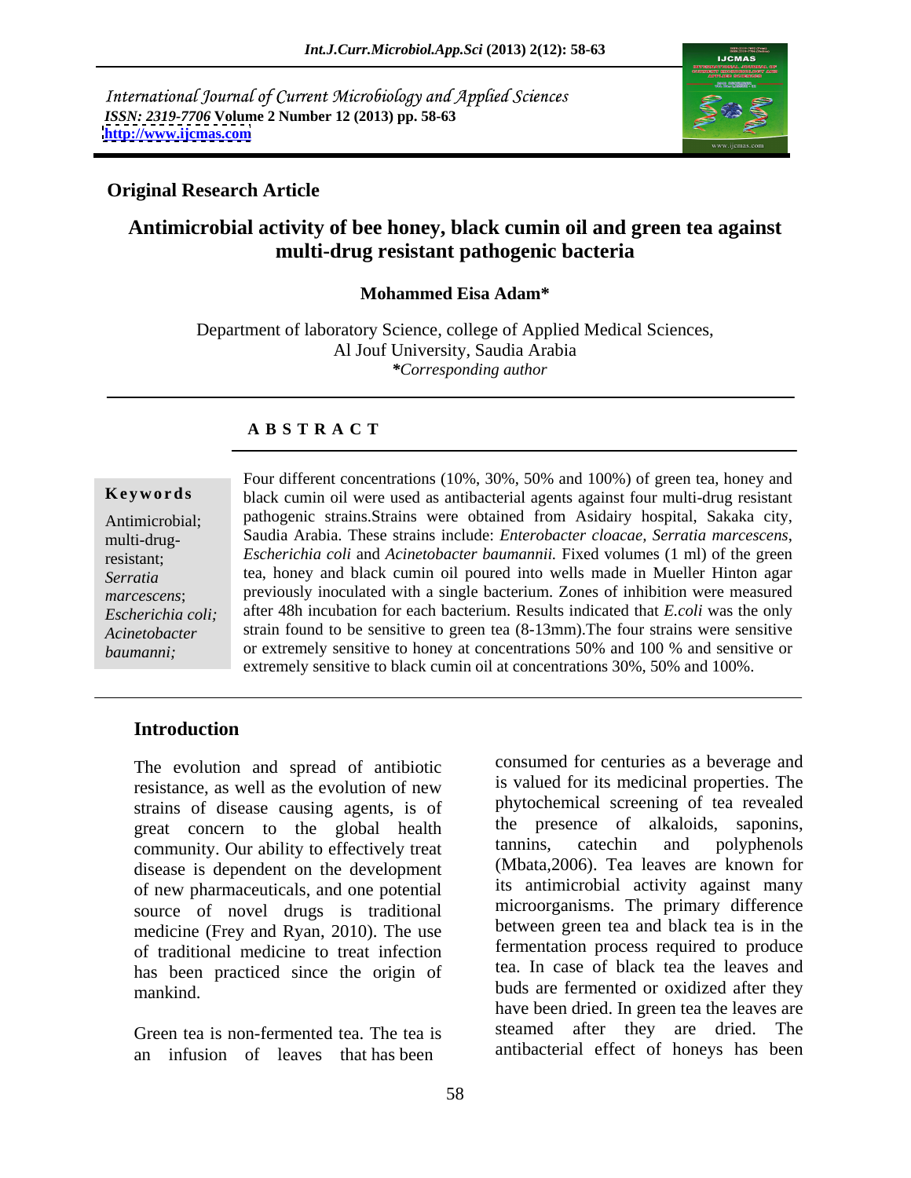International Journal of Current Microbiology and Applied Sciences
*ISSN: 2319-7706* **Volume 2 Number 12 (2013) pp. 58-63**
**http://www.ijcmas.com**

**Original Research Article**

# Antimicrobial activity of bee honey, black cumin oil and green tea against multi-drug resistant pathogenic bacteria

**Mohammed Eisa Adam\***

Department of laboratory Science, college of Applied Medical Sciences, Al Jouf University, Saudia Arabia
*\*Corresponding author*

## A B S T R A C T

**Keywords**

Antimicrobial; multi-drug-resistant; *Serratia marcescens*; *Escherichia coli; Acinetobacter baumanni;*

Four different concentrations (10%, 30%, 50% and 100%) of green tea, honey and black cumin oil were used as antibacterial agents against four multi-drug resistant pathogenic strains.Strains were obtained from Asidairy hospital, Sakaka city, Saudia Arabia. These strains include: *Enterobacter cloacae, Serratia marcescens*, *Escherichia coli* and *Acinetobacter baumannii.* Fixed volumes (1 ml) of the green tea, honey and black cumin oil poured into wells made in Mueller Hinton agar previously inoculated with a single bacterium. Zones of inhibition were measured after 48h incubation for each bacterium. Results indicated that *E.coli* was the only strain found to be sensitive to green tea (8-13mm).The four strains were sensitive or extremely sensitive to honey at concentrations 50% and 100 % and sensitive or extremely sensitive to black cumin oil at concentrations 30%, 50% and 100%.

## Introduction

The evolution and spread of antibiotic resistance, as well as the evolution of new strains of disease causing agents, is of great concern to the global health community. Our ability to effectively treat disease is dependent on the development of new pharmaceuticals, and one potential source of novel drugs is traditional medicine (Frey and Ryan, 2010). The use of traditional medicine to treat infection has been practiced since the origin of mankind.

Green tea is non-fermented tea. The tea is an infusion of leaves that has been consumed for centuries as a beverage and is valued for its medicinal properties. The phytochemical screening of tea revealed the presence of alkaloids, saponins, tannins, catechin and polyphenols (Mbata,2006). Tea leaves are known for its antimicrobial activity against many microorganisms. The primary difference between green tea and black tea is in the fermentation process required to produce tea. In case of black tea the leaves and buds are fermented or oxidized after they have been dried. In green tea the leaves are steamed after they are dried. The antibacterial effect of honeys has been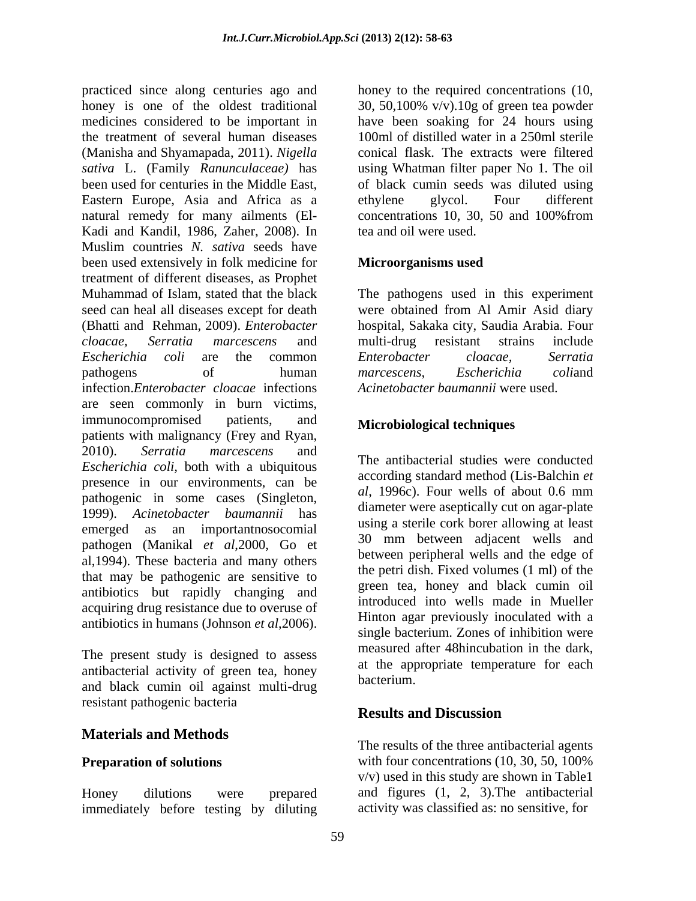practiced since along centuries ago and honey is one of the oldest traditional medicines considered to be important in the treatment of several human diseases (Manisha and Shyamapada, 2011). *Nigella sativa* L. (Family *Ranunculaceae)* has been used for centuries in the Middle East, Eastern Europe, Asia and Africa as a natural remedy for many ailments (El-Kadi and Kandil, 1986, Zaher, 2008). In Muslim countries *N. sativa* seeds have been used extensively in folk medicine for treatment of different diseases, as Prophet Muhammad of Islam, stated that the black seed can heal all diseases except for death (Bhatti and Rehman, 2009). *Enterobacter cloacae*, *Serratia marcescens* and *Escherichia coli* are the common pathogens of human infection.*Enterobacter cloacae* infections are seen commonly in burn victims, immunocompromised patients, and patients with malignancy (Frey and Ryan, 2010). *Serratia marcescens* and *Escherichia coli*, both with a ubiquitous presence in our environments, can be pathogenic in some cases (Singleton, 1999). *Acinetobacter baumannii* has emerged as an importantnosocomial pathogen (Manikal *et al*,2000, Go et al,1994). These bacteria and many others that may be pathogenic are sensitive to antibiotics but rapidly changing and acquiring drug resistance due to overuse of antibiotics in humans (Johnson *et al*,2006).

The present study is designed to assess antibacterial activity of green tea, honey and black cumin oil against multi-drug resistant pathogenic bacteria

## Materials and Methods

### Preparation of solutions

Honey dilutions were prepared immediately before testing by diluting honey to the required concentrations (10, 30, 50,100% v/v).10g of green tea powder have been soaking for 24 hours using 100ml of distilled water in a 250ml sterile conical flask. The extracts were filtered using Whatman filter paper No 1. The oil of black cumin seeds was diluted using ethylene glycol. Four different concentrations 10, 30, 50 and 100%from tea and oil were used.

### Microorganisms used

The pathogens used in this experiment were obtained from Al Amir Asid diary hospital, Sakaka city, Saudia Arabia. Four multi-drug resistant strains include *Enterobacter cloacae*, *Serratia marcescens*, *Escherichia coli*and *Acinetobacter baumannii* were used.

### Microbiological techniques

The antibacterial studies were conducted according standard method (Lis-Balchin *et al*, 1996c). Four wells of about 0.6 mm diameter were aseptically cut on agar-plate using a sterile cork borer allowing at least 30 mm between adjacent wells and between peripheral wells and the edge of the petri dish. Fixed volumes (1 ml) of the green tea, honey and black cumin oil introduced into wells made in Mueller Hinton agar previously inoculated with a single bacterium. Zones of inhibition were measured after 48hincubation in the dark, at the appropriate temperature for each bacterium.

## Results and Discussion

The results of the three antibacterial agents with four concentrations (10, 30, 50, 100% v/v) used in this study are shown in Table1 and figures (1, 2, 3).The antibacterial activity was classified as: no sensitive, for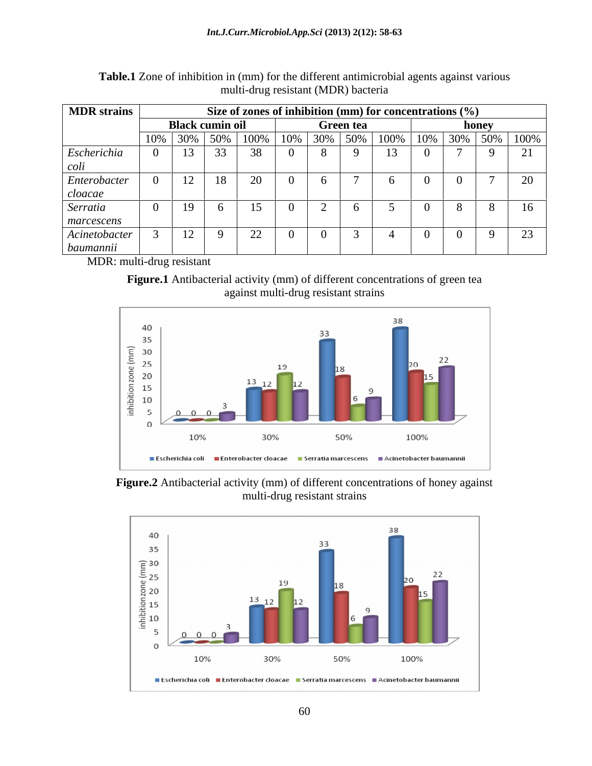**Table.1** Zone of inhibition in (mm) for the different antimicrobial agents against various multi-drug resistant (MDR) bacteria

| MDR strains | Size of zones of inhibition (mm) for concentrations (%) | | | | | | | | | | | |
|---|---|---|---|---|---|---|---|---|---|---|---|---|
| | Black cumin oil | | | | Green tea | | | | honey | | | |
| | 10% | 30% | 50% | 100% | 10% | 30% | 50% | 100% | 10% | 30% | 50% | 100% |
| *Escherichia coli* | 0 | 13 | 33 | 38 | 0 | 8 | 9 | 13 | 0 | 7 | 9 | 21 |
| *Enterobacter cloacae* | 0 | 12 | 18 | 20 | 0 | 6 | 7 | 6 | 0 | 0 | 7 | 20 |
| *Serratia marcescens* | 0 | 19 | 6 | 15 | 0 | 2 | 6 | 5 | 0 | 8 | 8 | 16 |
| *Acinetobacter baumannii* | 3 | 12 | 9 | 22 | 0 | 0 | 3 | 4 | 0 | 0 | 9 | 23 |

MDR: multi-drug resistant

**Figure.1** Antibacterial activity (mm) of different concentrations of green tea against multi-drug resistant strains

**Figure.2** Antibacterial activity (mm) of different concentrations of honey against multi-drug resistant strains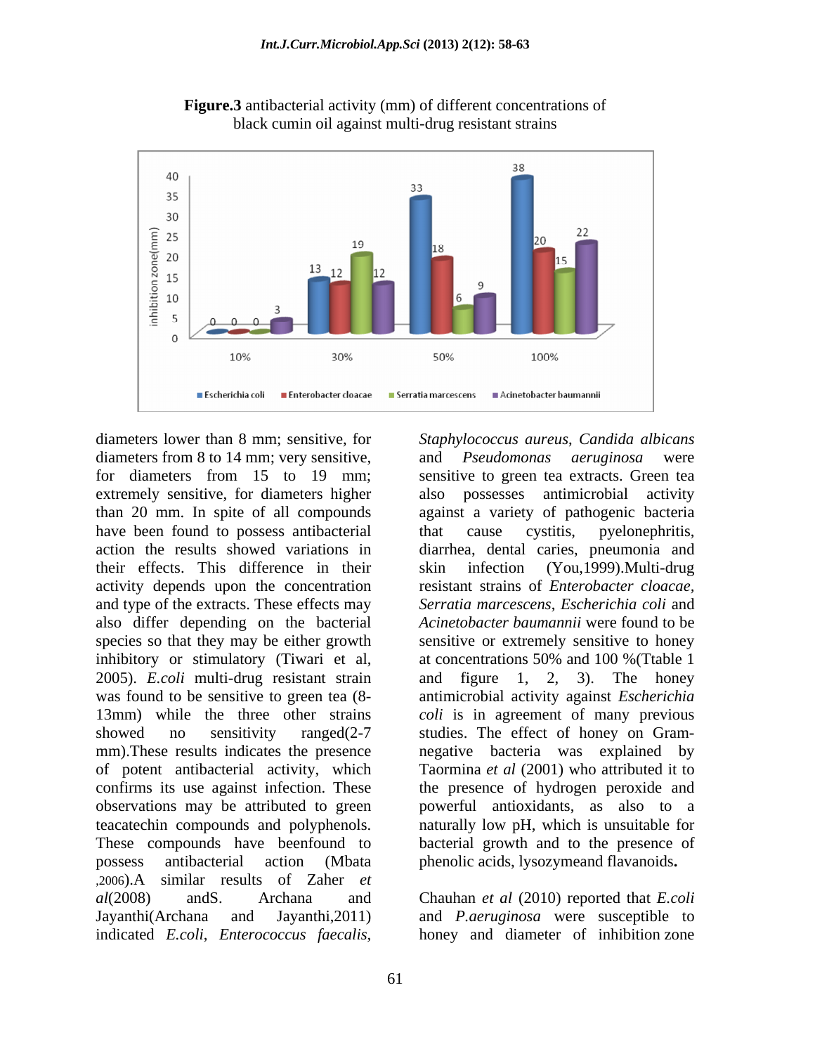**Figure.3** antibacterial activity (mm) of different concentrations of black cumin oil against multi-drug resistant strains

diameters lower than 8 mm; sensitive, for diameters from 8 to 14 mm; very sensitive, for diameters from 15 to 19 mm; extremely sensitive, for diameters higher than 20 mm. In spite of all compounds have been found to possess antibacterial action the results showed variations in their effects. This difference in their activity depends upon the concentration and type of the extracts. These effects may also differ depending on the bacterial species so that they may be either growth inhibitory or stimulatory (Tiwari et al, 2005). *E.coli* multi-drug resistant strain was found to be sensitive to green tea (8-13mm) while the three other strains showed no sensitivity ranged(2-7 mm).These results indicates the presence of potent antibacterial activity, which confirms its use against infection. These observations may be attributed to green teacatechin compounds and polyphenols. These compounds have beenfound to possess antibacterial action (Mbata ,2006).A similar results of Zaher *et al*(2008) andS. Archana and Jayanthi(Archana and Jayanthi,2011) indicated *E.coli*, *Enterococcus faecalis*, *Staphylococcus aureus*, *Candida albicans* and *Pseudomonas aeruginosa* were sensitive to green tea extracts. Green tea also possesses antimicrobial activity against a variety of pathogenic bacteria that cause cystitis, pyelonephritis, diarrhea, dental caries, pneumonia and skin infection (You,1999).Multi-drug resistant strains of *Enterobacter cloacae*, *Serratia marcescens*, *Escherichia coli* and *Acinetobacter baumannii* were found to be sensitive or extremely sensitive to honey at concentrations 50% and 100 %(Ttable 1 and figure 1, 2, 3). The honey antimicrobial activity against *Escherichia coli* is in agreement of many previous studies. The effect of honey on Gram-negative bacteria was explained by Taormina *et al* (2001) who attributed it to the presence of hydrogen peroxide and powerful antioxidants, as also to a naturally low pH, which is unsuitable for bacterial growth and to the presence of phenolic acids, lysozymeand flavanoids**.**

Chauhan *et al* (2010) reported that *E.coli* and *P.aeruginosa* were susceptible to honey and diameter of inhibition zone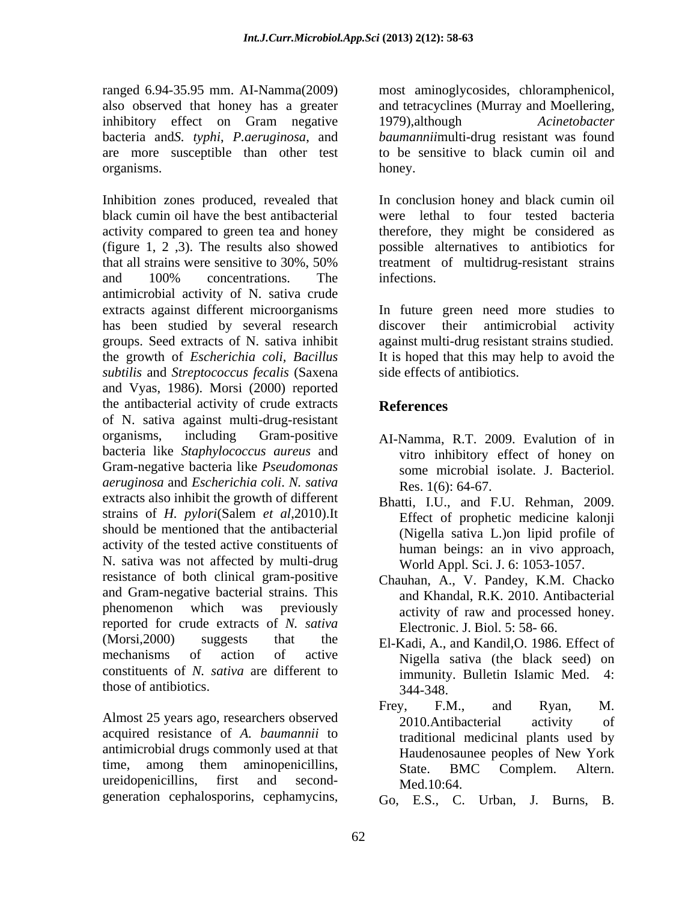ranged 6.94-35.95 mm. AI-Namma(2009) also observed that honey has a greater inhibitory effect on Gram negative bacteria and*S. typhi*, *P.aeruginosa*, and are more susceptible than other test organisms.

Inhibition zones produced, revealed that black cumin oil have the best antibacterial activity compared to green tea and honey (figure 1, 2 ,3). The results also showed that all strains were sensitive to 30%, 50% and 100% concentrations. The antimicrobial activity of N. sativa crude extracts against different microorganisms has been studied by several research groups. Seed extracts of N. sativa inhibit the growth of *Escherichia coli*, *Bacillus subtilis* and *Streptococcus fecalis* (Saxena and Vyas, 1986). Morsi (2000) reported the antibacterial activity of crude extracts of N. sativa against multi-drug-resistant organisms, including Gram-positive bacteria like *Staphylococcus aureus* and Gram-negative bacteria like *Pseudomonas aeruginosa* and *Escherichia coli*. *N. sativa* extracts also inhibit the growth of different strains of *H. pylori*(Salem *et al*,2010).It should be mentioned that the antibacterial activity of the tested active constituents of N. sativa was not affected by multi-drug resistance of both clinical gram-positive and Gram-negative bacterial strains. This phenomenon which was previously reported for crude extracts of *N. sativa* (Morsi,2000) suggests that the mechanisms of action of active constituents of *N. sativa* are different to those of antibiotics.

Almost 25 years ago, researchers observed acquired resistance of *A. baumannii* to antimicrobial drugs commonly used at that time, among them aminopenicillins, ureidopenicillins, first and second-generation cephalosporins, cephamycins, most aminoglycosides, chloramphenicol, and tetracyclines (Murray and Moellering, 1979),although *Acinetobacter baumannii*multi-drug resistant was found to be sensitive to black cumin oil and honey.

In conclusion honey and black cumin oil were lethal to four tested bacteria therefore, they might be considered as possible alternatives to antibiotics for treatment of multidrug-resistant strains infections.

In future green need more studies to discover their antimicrobial activity against multi-drug resistant strains studied. It is hoped that this may help to avoid the side effects of antibiotics.

## References

AI-Namma, R.T. 2009. Evalution of in vitro inhibitory effect of honey on some microbial isolate. J. Bacteriol. Res. 1(6): 64-67.

Bhatti, I.U., and F.U. Rehman, 2009. Effect of prophetic medicine kalonji (Nigella sativa L.)on lipid profile of human beings: an in vivo approach, World Appl. Sci. J. 6: 1053-1057.

Chauhan, A., V. Pandey, K.M. Chacko and Khandal, R.K. 2010. Antibacterial activity of raw and processed honey. Electronic. J. Biol. 5: 58- 66.

El-Kadi, A., and Kandil,O. 1986. Effect of Nigella sativa (the black seed) on immunity. Bulletin Islamic Med. 4: 344-348.

Frey, F.M., and Ryan, M. 2010.Antibacterial activity of traditional medicinal plants used by Haudenosaunee peoples of New York State. BMC Complem. Altern. Med.10:64.

Go, E.S., C. Urban, J. Burns, B.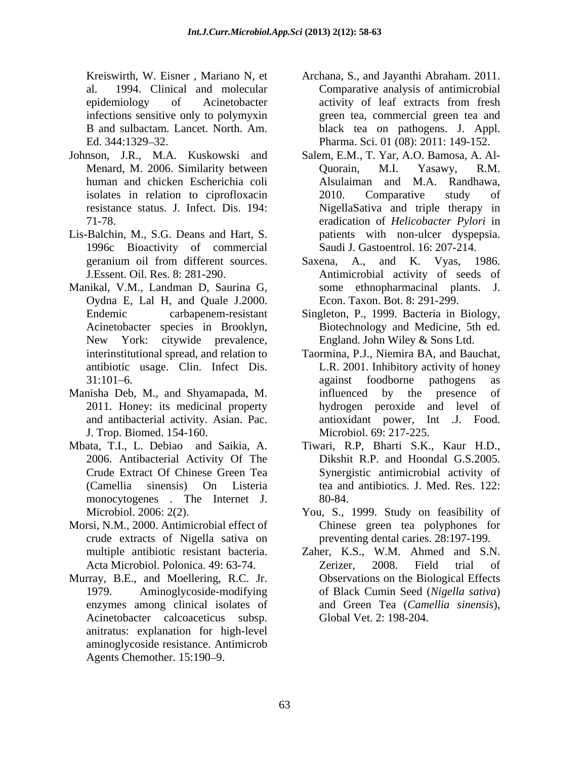Kreiswirth, W. Eisner , Mariano N, et al. 1994. Clinical and molecular epidemiology of Acinetobacter infections sensitive only to polymyxin B and sulbactam. Lancet. North. Am. Ed. 344:1329–32.

Johnson, J.R., M.A. Kuskowski and Menard, M. 2006. Similarity between human and chicken Escherichia coli isolates in relation to ciprofloxacin resistance status. J. Infect. Dis. 194: 71-78.

Lis-Balchin, M., S.G. Deans and Hart, S. 1996c Bioactivity of commercial geranium oil from different sources. J.Essent. Oil. Res. 8: 281-290.

Manikal, V.M., Landman D, Saurina G, Oydna E, Lal H, and Quale J.2000. Endemic carbapenem-resistant Acinetobacter species in Brooklyn, New York: citywide prevalence, interinstitutional spread, and relation to antibiotic usage. Clin. Infect Dis. 31:101–6.

Manisha Deb, M., and Shyamapada, M. 2011. Honey: its medicinal property and antibacterial activity. Asian. Pac. J. Trop. Biomed. 154-160.

Mbata, T.I., L. Debiao and Saikia, A. 2006. Antibacterial Activity Of The Crude Extract Of Chinese Green Tea (Camellia sinensis) On Listeria monocytogenes . The Internet J. Microbiol. 2006: 2(2).

Morsi, N.M., 2000. Antimicrobial effect of crude extracts of Nigella sativa on multiple antibiotic resistant bacteria. Acta Microbiol. Polonica. 49: 63-74.

Murray, B.E., and Moellering, R.C. Jr. 1979. Aminoglycoside-modifying enzymes among clinical isolates of Acinetobacter calcoaceticus subsp. anitratus: explanation for high-level aminoglycoside resistance. Antimicrob Agents Chemother. 15:190–9.

Archana, S., and Jayanthi Abraham. 2011. Comparative analysis of antimicrobial activity of leaf extracts from fresh green tea, commercial green tea and black tea on pathogens. J. Appl. Pharma. Sci. 01 (08): 2011: 149-152.

Salem, E.M., T. Yar, A.O. Bamosa, A. Al-Quorain, M.I. Yasawy, R.M. Alsulaiman and M.A. Randhawa, 2010. Comparative study of NigellaSativa and triple therapy in eradication of *Helicobacter Pylori* in patients with non-ulcer dyspepsia. Saudi J. Gastoentrol. 16: 207-214.

Saxena, A., and K. Vyas, 1986. Antimicrobial activity of seeds of some ethnopharmacinal plants. J. Econ. Taxon. Bot. 8: 291-299.

Singleton, P., 1999. Bacteria in Biology, Biotechnology and Medicine, 5th ed. England. John Wiley & Sons Ltd.

Taormina, P.J., Niemira BA, and Bauchat, L.R. 2001. Inhibitory activity of honey against foodborne pathogens as influenced by the presence of hydrogen peroxide and level of antioxidant power, Int .J. Food. Microbiol. 69: 217-225.

Tiwari, R.P, Bharti S.K., Kaur H.D., Dikshit R.P. and Hoondal G.S.2005. Synergistic antimicrobial activity of tea and antibiotics. J. Med. Res. 122: 80-84.

You, S., 1999. Study on feasibility of Chinese green tea polyphones for preventing dental caries. 28:197-199.

Zaher, K.S., W.M. Ahmed and S.N. Zerizer, 2008. Field trial of Observations on the Biological Effects of Black Cumin Seed (*Nigella sativa*) and Green Tea (*Camellia sinensis*), Global Vet. 2: 198-204.